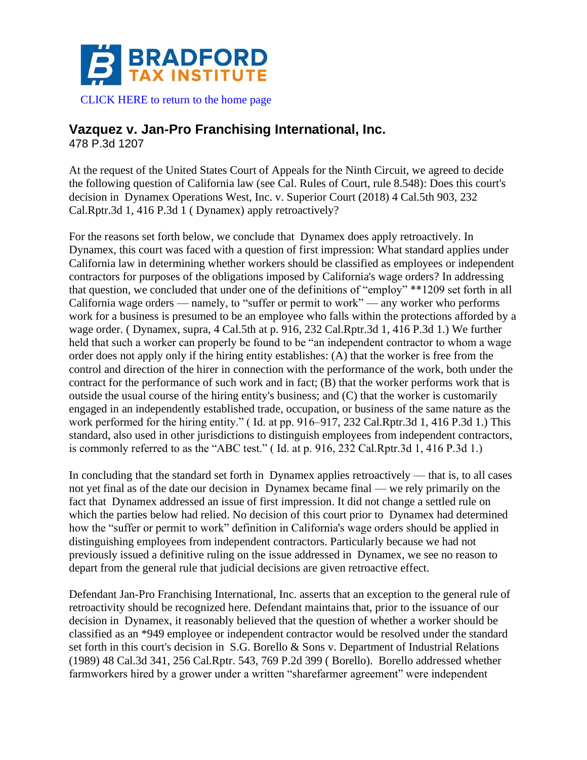BRADFORD TAX INSTITUTE

CLICK HERE to return to the home page

## Vazquez v. Jan-Pro Franchising International, Inc.

478 P.3d 1207

At the request of the United States Court of Appeals for the Ninth Circuit, we agreed to decide the following question of California law (see Cal. Rules of Court, rule 8.548): Does this court's decision in Dynamex Operations West, Inc. v. Superior Court (2018) 4 Cal.5th 903, 232 Cal.Rptr.3d 1, 416 P.3d 1 ( Dynamex) apply retroactively?

For the reasons set forth below, we conclude that Dynamex does apply retroactively. In Dynamex, this court was faced with a question of first impression: What standard applies under California law in determining whether workers should be classified as employees or independent contractors for purposes of the obligations imposed by California's wage orders? In addressing that question, we concluded that under one of the definitions of "employ" **1209 set forth in all California wage orders — namely, to "suffer or permit to work" — any worker who performs work for a business is presumed to be an employee who falls within the protections afforded by a wage order. ( Dynamex, supra, 4 Cal.5th at p. 916, 232 Cal.Rptr.3d 1, 416 P.3d 1.) We further held that such a worker can properly be found to be "an independent contractor to whom a wage order does not apply only if the hiring entity establishes: (A) that the worker is free from the control and direction of the hirer in connection with the performance of the work, both under the contract for the performance of such work and in fact; (B) that the worker performs work that is outside the usual course of the hiring entity's business; and (C) that the worker is customarily engaged in an independently established trade, occupation, or business of the same nature as the work performed for the hiring entity." ( Id. at pp. 916–917, 232 Cal.Rptr.3d 1, 416 P.3d 1.) This standard, also used in other jurisdictions to distinguish employees from independent contractors, is commonly referred to as the "ABC test." ( Id. at p. 916, 232 Cal.Rptr.3d 1, 416 P.3d 1.)

In concluding that the standard set forth in Dynamex applies retroactively — that is, to all cases not yet final as of the date our decision in Dynamex became final — we rely primarily on the fact that Dynamex addressed an issue of first impression. It did not change a settled rule on which the parties below had relied. No decision of this court prior to Dynamex had determined how the "suffer or permit to work" definition in California's wage orders should be applied in distinguishing employees from independent contractors. Particularly because we had not previously issued a definitive ruling on the issue addressed in Dynamex, we see no reason to depart from the general rule that judicial decisions are given retroactive effect.

Defendant Jan-Pro Franchising International, Inc. asserts that an exception to the general rule of retroactivity should be recognized here. Defendant maintains that, prior to the issuance of our decision in Dynamex, it reasonably believed that the question of whether a worker should be classified as an *949 employee or independent contractor would be resolved under the standard set forth in this court's decision in S.G. Borello & Sons v. Department of Industrial Relations (1989) 48 Cal.3d 341, 256 Cal.Rptr. 543, 769 P.2d 399 ( Borello). Borello addressed whether farmworkers hired by a grower under a written "sharefarmer agreement" were independent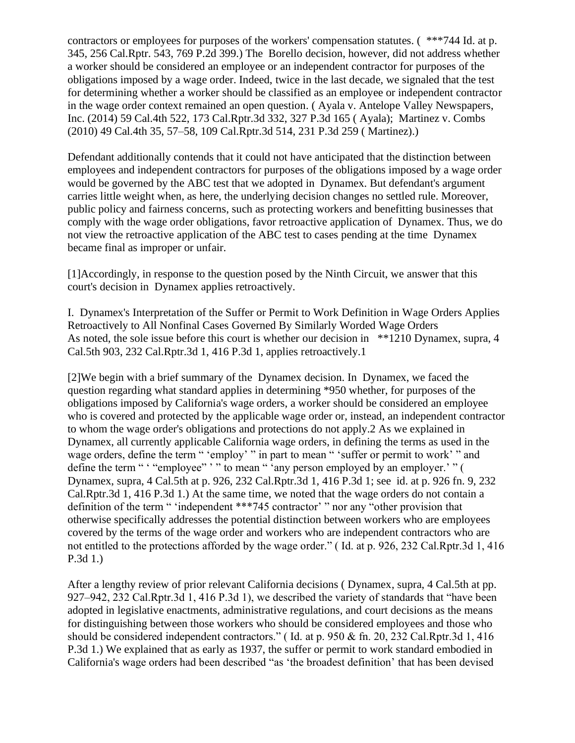contractors or employees for purposes of the workers' compensation statutes. ( ***744 Id. at p. 345, 256 Cal.Rptr. 543, 769 P.2d 399.) The Borello decision, however, did not address whether a worker should be considered an employee or an independent contractor for purposes of the obligations imposed by a wage order. Indeed, twice in the last decade, we signaled that the test for determining whether a worker should be classified as an employee or independent contractor in the wage order context remained an open question. ( Ayala v. Antelope Valley Newspapers, Inc. (2014) 59 Cal.4th 522, 173 Cal.Rptr.3d 332, 327 P.3d 165 ( Ayala); Martinez v. Combs (2010) 49 Cal.4th 35, 57–58, 109 Cal.Rptr.3d 514, 231 P.3d 259 ( Martinez).)

Defendant additionally contends that it could not have anticipated that the distinction between employees and independent contractors for purposes of the obligations imposed by a wage order would be governed by the ABC test that we adopted in Dynamex. But defendant's argument carries little weight when, as here, the underlying decision changes no settled rule. Moreover, public policy and fairness concerns, such as protecting workers and benefitting businesses that comply with the wage order obligations, favor retroactive application of Dynamex. Thus, we do not view the retroactive application of the ABC test to cases pending at the time Dynamex became final as improper or unfair.

[1]Accordingly, in response to the question posed by the Ninth Circuit, we answer that this court's decision in Dynamex applies retroactively.

I. Dynamex's Interpretation of the Suffer or Permit to Work Definition in Wage Orders Applies Retroactively to All Nonfinal Cases Governed By Similarly Worded Wage Orders

As noted, the sole issue before this court is whether our decision in **1210 Dynamex, supra, 4 Cal.5th 903, 232 Cal.Rptr.3d 1, 416 P.3d 1, applies retroactively.1

[2]We begin with a brief summary of the Dynamex decision. In Dynamex, we faced the question regarding what standard applies in determining *950 whether, for purposes of the obligations imposed by California's wage orders, a worker should be considered an employee who is covered and protected by the applicable wage order or, instead, an independent contractor to whom the wage order's obligations and protections do not apply.2 As we explained in Dynamex, all currently applicable California wage orders, in defining the terms as used in the wage orders, define the term " 'employ' " in part to mean " 'suffer or permit to work' " and define the term " ' "employee" ' " to mean " 'any person employed by an employer.' " ( Dynamex, supra, 4 Cal.5th at p. 926, 232 Cal.Rptr.3d 1, 416 P.3d 1; see id. at p. 926 fn. 9, 232 Cal.Rptr.3d 1, 416 P.3d 1.) At the same time, we noted that the wage orders do not contain a definition of the term " 'independent ***745 contractor' " nor any "other provision that otherwise specifically addresses the potential distinction between workers who are employees covered by the terms of the wage order and workers who are independent contractors who are not entitled to the protections afforded by the wage order." ( Id. at p. 926, 232 Cal.Rptr.3d 1, 416 P.3d 1.)

After a lengthy review of prior relevant California decisions ( Dynamex, supra, 4 Cal.5th at pp. 927–942, 232 Cal.Rptr.3d 1, 416 P.3d 1), we described the variety of standards that "have been adopted in legislative enactments, administrative regulations, and court decisions as the means for distinguishing between those workers who should be considered employees and those who should be considered independent contractors." ( Id. at p. 950 & fn. 20, 232 Cal.Rptr.3d 1, 416 P.3d 1.) We explained that as early as 1937, the suffer or permit to work standard embodied in California's wage orders had been described "as 'the broadest definition' that has been devised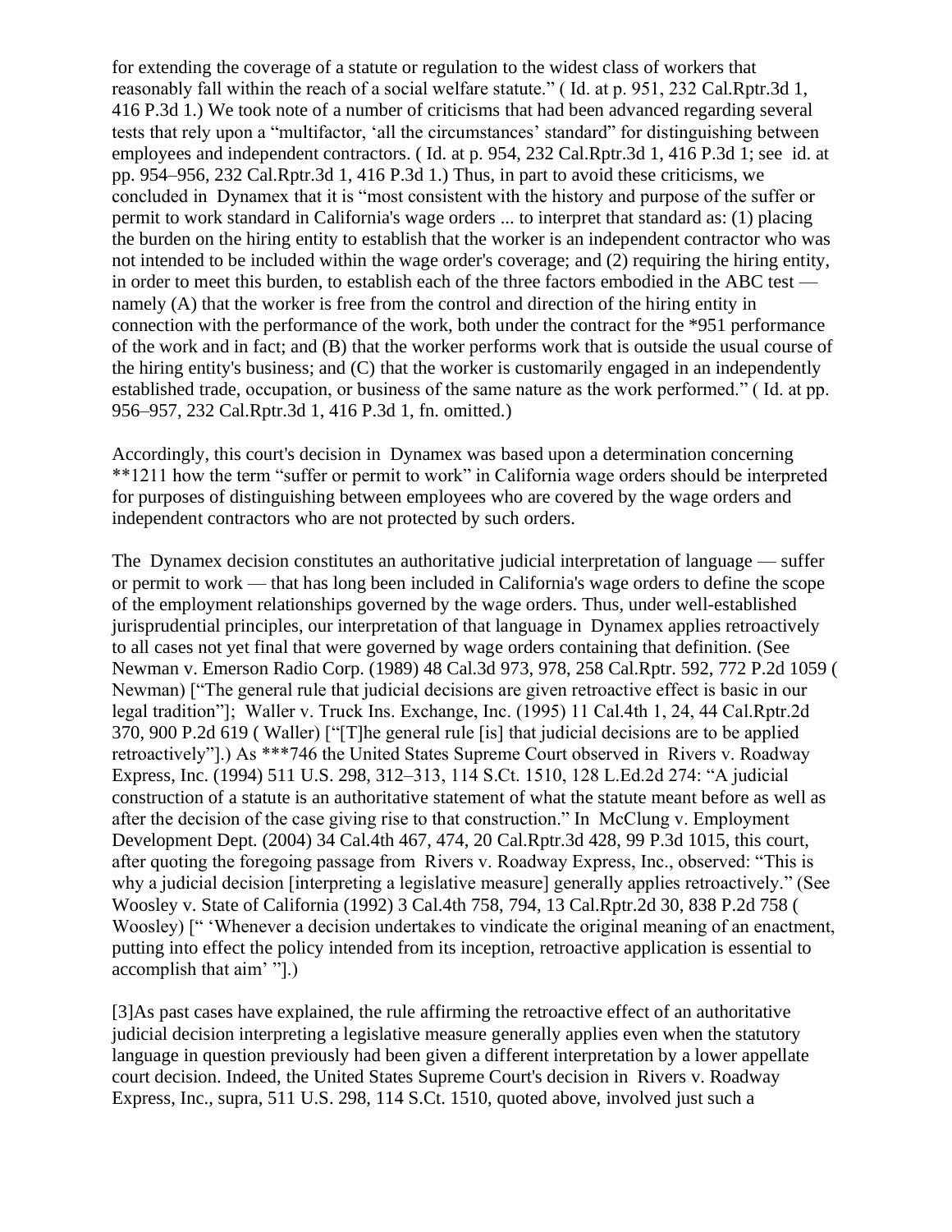for extending the coverage of a statute or regulation to the widest class of workers that reasonably fall within the reach of a social welfare statute." ( Id. at p. 951, 232 Cal.Rptr.3d 1, 416 P.3d 1.) We took note of a number of criticisms that had been advanced regarding several tests that rely upon a "multifactor, 'all the circumstances' standard" for distinguishing between employees and independent contractors. ( Id. at p. 954, 232 Cal.Rptr.3d 1, 416 P.3d 1; see id. at pp. 954–956, 232 Cal.Rptr.3d 1, 416 P.3d 1.) Thus, in part to avoid these criticisms, we concluded in Dynamex that it is "most consistent with the history and purpose of the suffer or permit to work standard in California's wage orders ... to interpret that standard as: (1) placing the burden on the hiring entity to establish that the worker is an independent contractor who was not intended to be included within the wage order's coverage; and (2) requiring the hiring entity, in order to meet this burden, to establish each of the three factors embodied in the ABC test — namely (A) that the worker is free from the control and direction of the hiring entity in connection with the performance of the work, both under the contract for the *951 performance of the work and in fact; and (B) that the worker performs work that is outside the usual course of the hiring entity's business; and (C) that the worker is customarily engaged in an independently established trade, occupation, or business of the same nature as the work performed." ( Id. at pp. 956–957, 232 Cal.Rptr.3d 1, 416 P.3d 1, fn. omitted.)

Accordingly, this court's decision in Dynamex was based upon a determination concerning **1211 how the term "suffer or permit to work" in California wage orders should be interpreted for purposes of distinguishing between employees who are covered by the wage orders and independent contractors who are not protected by such orders.

The Dynamex decision constitutes an authoritative judicial interpretation of language — suffer or permit to work — that has long been included in California's wage orders to define the scope of the employment relationships governed by the wage orders. Thus, under well-established jurisprudential principles, our interpretation of that language in Dynamex applies retroactively to all cases not yet final that were governed by wage orders containing that definition. (See Newman v. Emerson Radio Corp. (1989) 48 Cal.3d 973, 978, 258 Cal.Rptr. 592, 772 P.2d 1059 ( Newman) ["The general rule that judicial decisions are given retroactive effect is basic in our legal tradition"]; Waller v. Truck Ins. Exchange, Inc. (1995) 11 Cal.4th 1, 24, 44 Cal.Rptr.2d 370, 900 P.2d 619 ( Waller) ["[T]he general rule [is] that judicial decisions are to be applied retroactively"].) As ***746 the United States Supreme Court observed in Rivers v. Roadway Express, Inc. (1994) 511 U.S. 298, 312–313, 114 S.Ct. 1510, 128 L.Ed.2d 274: "A judicial construction of a statute is an authoritative statement of what the statute meant before as well as after the decision of the case giving rise to that construction." In McClung v. Employment Development Dept. (2004) 34 Cal.4th 467, 474, 20 Cal.Rptr.3d 428, 99 P.3d 1015, this court, after quoting the foregoing passage from Rivers v. Roadway Express, Inc., observed: "This is why a judicial decision [interpreting a legislative measure] generally applies retroactively." (See Woosley v. State of California (1992) 3 Cal.4th 758, 794, 13 Cal.Rptr.2d 30, 838 P.2d 758 ( Woosley) [" 'Whenever a decision undertakes to vindicate the original meaning of an enactment, putting into effect the policy intended from its inception, retroactive application is essential to accomplish that aim' "].)

[3]As past cases have explained, the rule affirming the retroactive effect of an authoritative judicial decision interpreting a legislative measure generally applies even when the statutory language in question previously had been given a different interpretation by a lower appellate court decision. Indeed, the United States Supreme Court's decision in Rivers v. Roadway Express, Inc., supra, 511 U.S. 298, 114 S.Ct. 1510, quoted above, involved just such a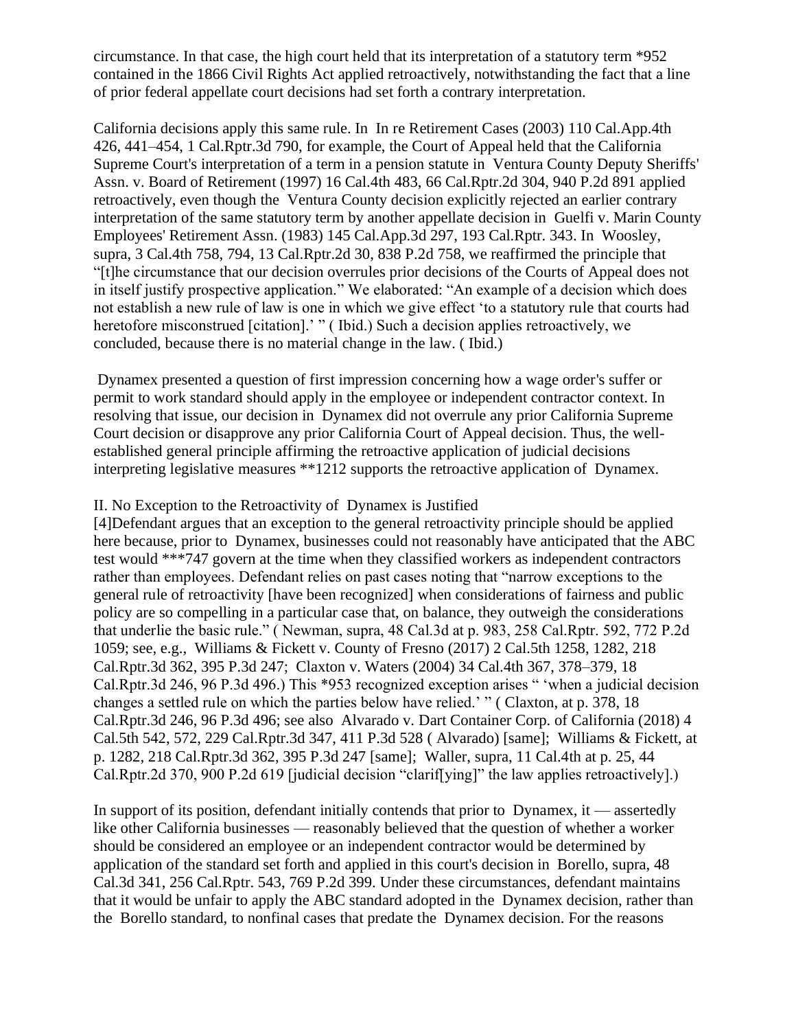circumstance. In that case, the high court held that its interpretation of a statutory term *952 contained in the 1866 Civil Rights Act applied retroactively, notwithstanding the fact that a line of prior federal appellate court decisions had set forth a contrary interpretation.

California decisions apply this same rule. In In re Retirement Cases (2003) 110 Cal.App.4th 426, 441–454, 1 Cal.Rptr.3d 790, for example, the Court of Appeal held that the California Supreme Court's interpretation of a term in a pension statute in Ventura County Deputy Sheriffs' Assn. v. Board of Retirement (1997) 16 Cal.4th 483, 66 Cal.Rptr.2d 304, 940 P.2d 891 applied retroactively, even though the Ventura County decision explicitly rejected an earlier contrary interpretation of the same statutory term by another appellate decision in Guelfi v. Marin County Employees' Retirement Assn. (1983) 145 Cal.App.3d 297, 193 Cal.Rptr. 343. In Woosley, supra, 3 Cal.4th 758, 794, 13 Cal.Rptr.2d 30, 838 P.2d 758, we reaffirmed the principle that "[t]he circumstance that our decision overrules prior decisions of the Courts of Appeal does not in itself justify prospective application." We elaborated: "An example of a decision which does not establish a new rule of law is one in which we give effect 'to a statutory rule that courts had heretofore misconstrued [citation].' " ( Ibid.) Such a decision applies retroactively, we concluded, because there is no material change in the law. ( Ibid.)

Dynamex presented a question of first impression concerning how a wage order's suffer or permit to work standard should apply in the employee or independent contractor context. In resolving that issue, our decision in Dynamex did not overrule any prior California Supreme Court decision or disapprove any prior California Court of Appeal decision. Thus, the well-established general principle affirming the retroactive application of judicial decisions interpreting legislative measures **1212 supports the retroactive application of Dynamex.

II. No Exception to the Retroactivity of Dynamex is Justified

[4]Defendant argues that an exception to the general retroactivity principle should be applied here because, prior to Dynamex, businesses could not reasonably have anticipated that the ABC test would ***747 govern at the time when they classified workers as independent contractors rather than employees. Defendant relies on past cases noting that "narrow exceptions to the general rule of retroactivity [have been recognized] when considerations of fairness and public policy are so compelling in a particular case that, on balance, they outweigh the considerations that underlie the basic rule." ( Newman, supra, 48 Cal.3d at p. 983, 258 Cal.Rptr. 592, 772 P.2d 1059; see, e.g., Williams & Fickett v. County of Fresno (2017) 2 Cal.5th 1258, 1282, 218 Cal.Rptr.3d 362, 395 P.3d 247; Claxton v. Waters (2004) 34 Cal.4th 367, 378–379, 18 Cal.Rptr.3d 246, 96 P.3d 496.) This *953 recognized exception arises " 'when a judicial decision changes a settled rule on which the parties below have relied.' " ( Claxton, at p. 378, 18 Cal.Rptr.3d 246, 96 P.3d 496; see also Alvarado v. Dart Container Corp. of California (2018) 4 Cal.5th 542, 572, 229 Cal.Rptr.3d 347, 411 P.3d 528 ( Alvarado) [same]; Williams & Fickett, at p. 1282, 218 Cal.Rptr.3d 362, 395 P.3d 247 [same]; Waller, supra, 11 Cal.4th at p. 25, 44 Cal.Rptr.2d 370, 900 P.2d 619 [judicial decision "clarif[ying]" the law applies retroactively].)

In support of its position, defendant initially contends that prior to Dynamex, it — assertedly like other California businesses — reasonably believed that the question of whether a worker should be considered an employee or an independent contractor would be determined by application of the standard set forth and applied in this court's decision in Borello, supra, 48 Cal.3d 341, 256 Cal.Rptr. 543, 769 P.2d 399. Under these circumstances, defendant maintains that it would be unfair to apply the ABC standard adopted in the Dynamex decision, rather than the Borello standard, to nonfinal cases that predate the Dynamex decision. For the reasons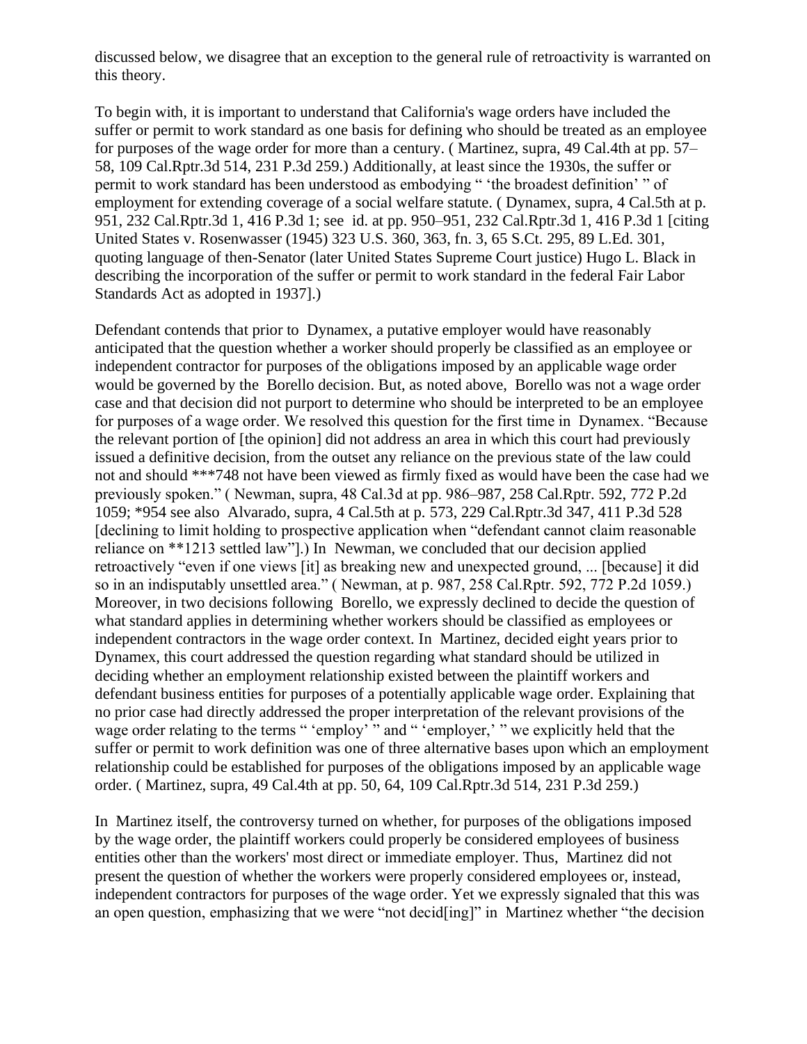discussed below, we disagree that an exception to the general rule of retroactivity is warranted on this theory.

To begin with, it is important to understand that California's wage orders have included the suffer or permit to work standard as one basis for defining who should be treated as an employee for purposes of the wage order for more than a century. ( Martinez, supra, 49 Cal.4th at pp. 57–58, 109 Cal.Rptr.3d 514, 231 P.3d 259.) Additionally, at least since the 1930s, the suffer or permit to work standard has been understood as embodying " 'the broadest definition' " of employment for extending coverage of a social welfare statute. ( Dynamex, supra, 4 Cal.5th at p. 951, 232 Cal.Rptr.3d 1, 416 P.3d 1; see id. at pp. 950–951, 232 Cal.Rptr.3d 1, 416 P.3d 1 [citing United States v. Rosenwasser (1945) 323 U.S. 360, 363, fn. 3, 65 S.Ct. 295, 89 L.Ed. 301, quoting language of then-Senator (later United States Supreme Court justice) Hugo L. Black in describing the incorporation of the suffer or permit to work standard in the federal Fair Labor Standards Act as adopted in 1937].)

Defendant contends that prior to Dynamex, a putative employer would have reasonably anticipated that the question whether a worker should properly be classified as an employee or independent contractor for purposes of the obligations imposed by an applicable wage order would be governed by the Borello decision. But, as noted above, Borello was not a wage order case and that decision did not purport to determine who should be interpreted to be an employee for purposes of a wage order. We resolved this question for the first time in Dynamex. "Because the relevant portion of [the opinion] did not address an area in which this court had previously issued a definitive decision, from the outset any reliance on the previous state of the law could not and should ***748 not have been viewed as firmly fixed as would have been the case had we previously spoken." ( Newman, supra, 48 Cal.3d at pp. 986–987, 258 Cal.Rptr. 592, 772 P.2d 1059; *954 see also Alvarado, supra, 4 Cal.5th at p. 573, 229 Cal.Rptr.3d 347, 411 P.3d 528 [declining to limit holding to prospective application when "defendant cannot claim reasonable reliance on **1213 settled law"].) In Newman, we concluded that our decision applied retroactively "even if one views [it] as breaking new and unexpected ground, ... [because] it did so in an indisputably unsettled area." ( Newman, at p. 987, 258 Cal.Rptr. 592, 772 P.2d 1059.) Moreover, in two decisions following Borello, we expressly declined to decide the question of what standard applies in determining whether workers should be classified as employees or independent contractors in the wage order context. In Martinez, decided eight years prior to Dynamex, this court addressed the question regarding what standard should be utilized in deciding whether an employment relationship existed between the plaintiff workers and defendant business entities for purposes of a potentially applicable wage order. Explaining that no prior case had directly addressed the proper interpretation of the relevant provisions of the wage order relating to the terms " 'employ' " and " 'employer,' " we explicitly held that the suffer or permit to work definition was one of three alternative bases upon which an employment relationship could be established for purposes of the obligations imposed by an applicable wage order. ( Martinez, supra, 49 Cal.4th at pp. 50, 64, 109 Cal.Rptr.3d 514, 231 P.3d 259.)

In Martinez itself, the controversy turned on whether, for purposes of the obligations imposed by the wage order, the plaintiff workers could properly be considered employees of business entities other than the workers' most direct or immediate employer. Thus, Martinez did not present the question of whether the workers were properly considered employees or, instead, independent contractors for purposes of the wage order. Yet we expressly signaled that this was an open question, emphasizing that we were "not decid[ing]" in Martinez whether "the decision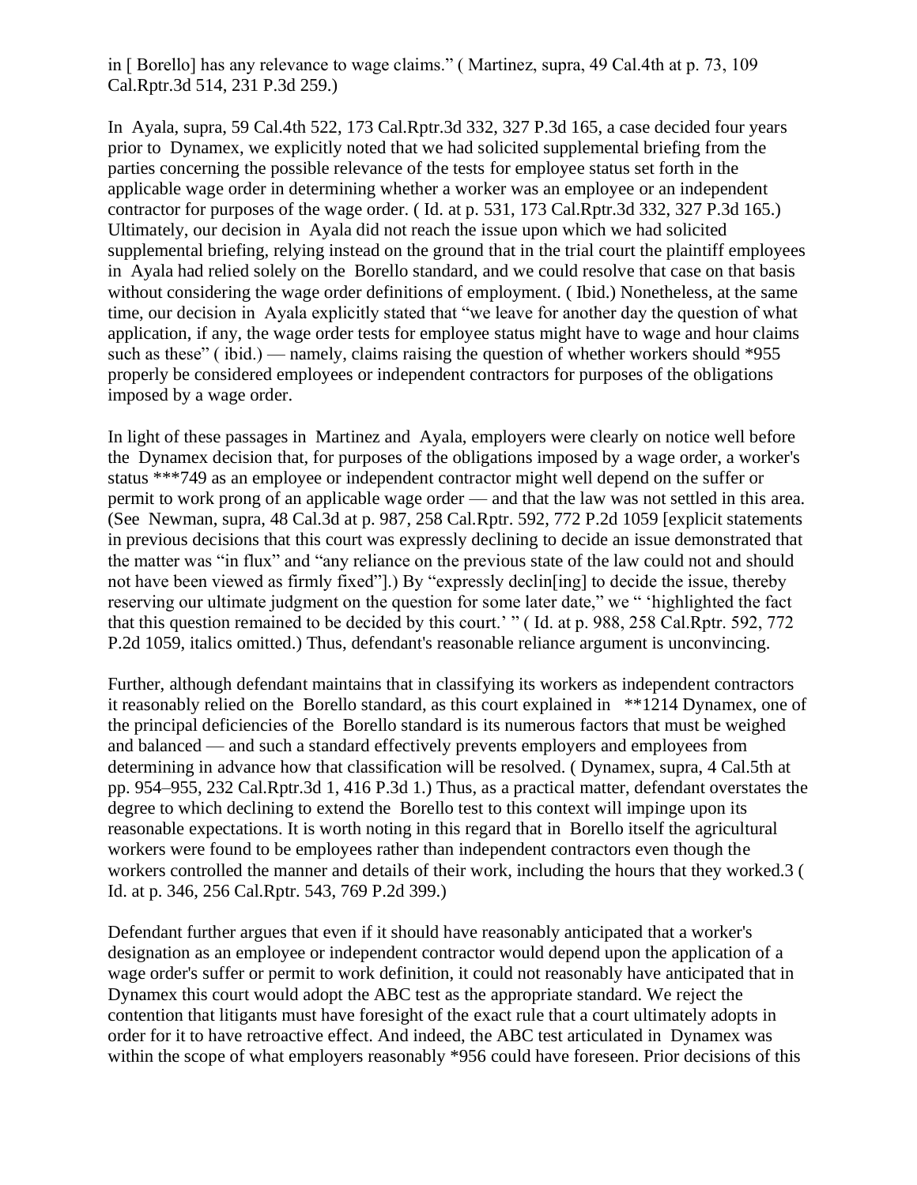in [ Borello] has any relevance to wage claims." ( Martinez, supra, 49 Cal.4th at p. 73, 109 Cal.Rptr.3d 514, 231 P.3d 259.)

In Ayala, supra, 59 Cal.4th 522, 173 Cal.Rptr.3d 332, 327 P.3d 165, a case decided four years prior to Dynamex, we explicitly noted that we had solicited supplemental briefing from the parties concerning the possible relevance of the tests for employee status set forth in the applicable wage order in determining whether a worker was an employee or an independent contractor for purposes of the wage order. ( Id. at p. 531, 173 Cal.Rptr.3d 332, 327 P.3d 165.) Ultimately, our decision in Ayala did not reach the issue upon which we had solicited supplemental briefing, relying instead on the ground that in the trial court the plaintiff employees in Ayala had relied solely on the Borello standard, and we could resolve that case on that basis without considering the wage order definitions of employment. ( Ibid.) Nonetheless, at the same time, our decision in Ayala explicitly stated that "we leave for another day the question of what application, if any, the wage order tests for employee status might have to wage and hour claims such as these" ( ibid.) — namely, claims raising the question of whether workers should *955 properly be considered employees or independent contractors for purposes of the obligations imposed by a wage order.

In light of these passages in Martinez and Ayala, employers were clearly on notice well before the Dynamex decision that, for purposes of the obligations imposed by a wage order, a worker's status ***749 as an employee or independent contractor might well depend on the suffer or permit to work prong of an applicable wage order — and that the law was not settled in this area. (See Newman, supra, 48 Cal.3d at p. 987, 258 Cal.Rptr. 592, 772 P.2d 1059 [explicit statements in previous decisions that this court was expressly declining to decide an issue demonstrated that the matter was "in flux" and "any reliance on the previous state of the law could not and should not have been viewed as firmly fixed"].) By "expressly declin[ing] to decide the issue, thereby reserving our ultimate judgment on the question for some later date," we " 'highlighted the fact that this question remained to be decided by this court.' " ( Id. at p. 988, 258 Cal.Rptr. 592, 772 P.2d 1059, italics omitted.) Thus, defendant's reasonable reliance argument is unconvincing.

Further, although defendant maintains that in classifying its workers as independent contractors it reasonably relied on the Borello standard, as this court explained in **1214 Dynamex, one of the principal deficiencies of the Borello standard is its numerous factors that must be weighed and balanced — and such a standard effectively prevents employers and employees from determining in advance how that classification will be resolved. ( Dynamex, supra, 4 Cal.5th at pp. 954–955, 232 Cal.Rptr.3d 1, 416 P.3d 1.) Thus, as a practical matter, defendant overstates the degree to which declining to extend the Borello test to this context will impinge upon its reasonable expectations. It is worth noting in this regard that in Borello itself the agricultural workers were found to be employees rather than independent contractors even though the workers controlled the manner and details of their work, including the hours that they worked.3 ( Id. at p. 346, 256 Cal.Rptr. 543, 769 P.2d 399.)

Defendant further argues that even if it should have reasonably anticipated that a worker's designation as an employee or independent contractor would depend upon the application of a wage order's suffer or permit to work definition, it could not reasonably have anticipated that in Dynamex this court would adopt the ABC test as the appropriate standard. We reject the contention that litigants must have foresight of the exact rule that a court ultimately adopts in order for it to have retroactive effect. And indeed, the ABC test articulated in Dynamex was within the scope of what employers reasonably *956 could have foreseen. Prior decisions of this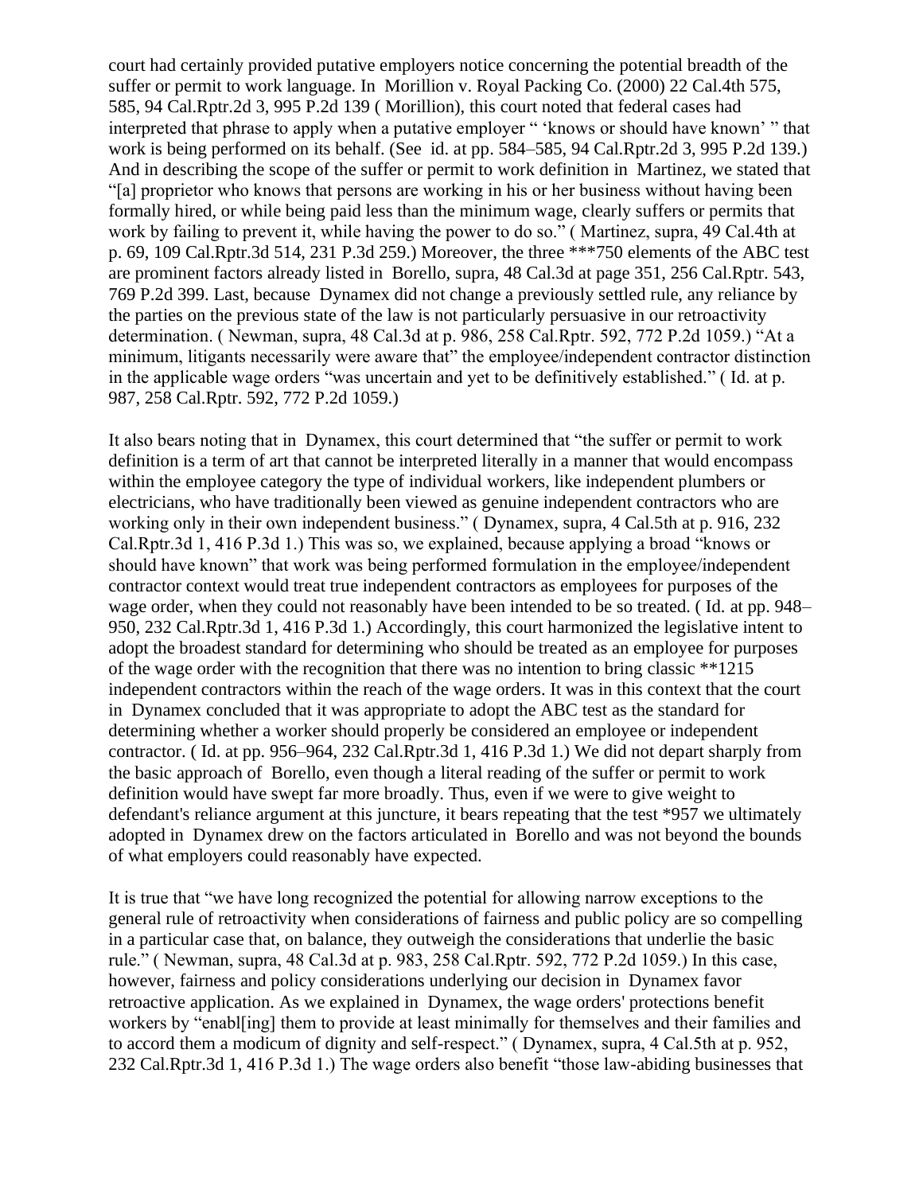court had certainly provided putative employers notice concerning the potential breadth of the suffer or permit to work language. In Morillion v. Royal Packing Co. (2000) 22 Cal.4th 575, 585, 94 Cal.Rptr.2d 3, 995 P.2d 139 ( Morillion), this court noted that federal cases had interpreted that phrase to apply when a putative employer " 'knows or should have known' " that work is being performed on its behalf. (See id. at pp. 584–585, 94 Cal.Rptr.2d 3, 995 P.2d 139.) And in describing the scope of the suffer or permit to work definition in Martinez, we stated that "[a] proprietor who knows that persons are working in his or her business without having been formally hired, or while being paid less than the minimum wage, clearly suffers or permits that work by failing to prevent it, while having the power to do so." ( Martinez, supra, 49 Cal.4th at p. 69, 109 Cal.Rptr.3d 514, 231 P.3d 259.) Moreover, the three ***750 elements of the ABC test are prominent factors already listed in Borello, supra, 48 Cal.3d at page 351, 256 Cal.Rptr. 543, 769 P.2d 399. Last, because Dynamex did not change a previously settled rule, any reliance by the parties on the previous state of the law is not particularly persuasive in our retroactivity determination. ( Newman, supra, 48 Cal.3d at p. 986, 258 Cal.Rptr. 592, 772 P.2d 1059.) "At a minimum, litigants necessarily were aware that" the employee/independent contractor distinction in the applicable wage orders "was uncertain and yet to be definitively established." ( Id. at p. 987, 258 Cal.Rptr. 592, 772 P.2d 1059.)

It also bears noting that in Dynamex, this court determined that "the suffer or permit to work definition is a term of art that cannot be interpreted literally in a manner that would encompass within the employee category the type of individual workers, like independent plumbers or electricians, who have traditionally been viewed as genuine independent contractors who are working only in their own independent business." ( Dynamex, supra, 4 Cal.5th at p. 916, 232 Cal.Rptr.3d 1, 416 P.3d 1.) This was so, we explained, because applying a broad "knows or should have known" that work was being performed formulation in the employee/independent contractor context would treat true independent contractors as employees for purposes of the wage order, when they could not reasonably have been intended to be so treated. ( Id. at pp. 948–950, 232 Cal.Rptr.3d 1, 416 P.3d 1.) Accordingly, this court harmonized the legislative intent to adopt the broadest standard for determining who should be treated as an employee for purposes of the wage order with the recognition that there was no intention to bring classic **1215 independent contractors within the reach of the wage orders. It was in this context that the court in Dynamex concluded that it was appropriate to adopt the ABC test as the standard for determining whether a worker should properly be considered an employee or independent contractor. ( Id. at pp. 956–964, 232 Cal.Rptr.3d 1, 416 P.3d 1.) We did not depart sharply from the basic approach of Borello, even though a literal reading of the suffer or permit to work definition would have swept far more broadly. Thus, even if we were to give weight to defendant's reliance argument at this juncture, it bears repeating that the test *957 we ultimately adopted in Dynamex drew on the factors articulated in Borello and was not beyond the bounds of what employers could reasonably have expected.

It is true that "we have long recognized the potential for allowing narrow exceptions to the general rule of retroactivity when considerations of fairness and public policy are so compelling in a particular case that, on balance, they outweigh the considerations that underlie the basic rule." ( Newman, supra, 48 Cal.3d at p. 983, 258 Cal.Rptr. 592, 772 P.2d 1059.) In this case, however, fairness and policy considerations underlying our decision in Dynamex favor retroactive application. As we explained in Dynamex, the wage orders' protections benefit workers by "enabl[ing] them to provide at least minimally for themselves and their families and to accord them a modicum of dignity and self-respect." ( Dynamex, supra, 4 Cal.5th at p. 952, 232 Cal.Rptr.3d 1, 416 P.3d 1.) The wage orders also benefit "those law-abiding businesses that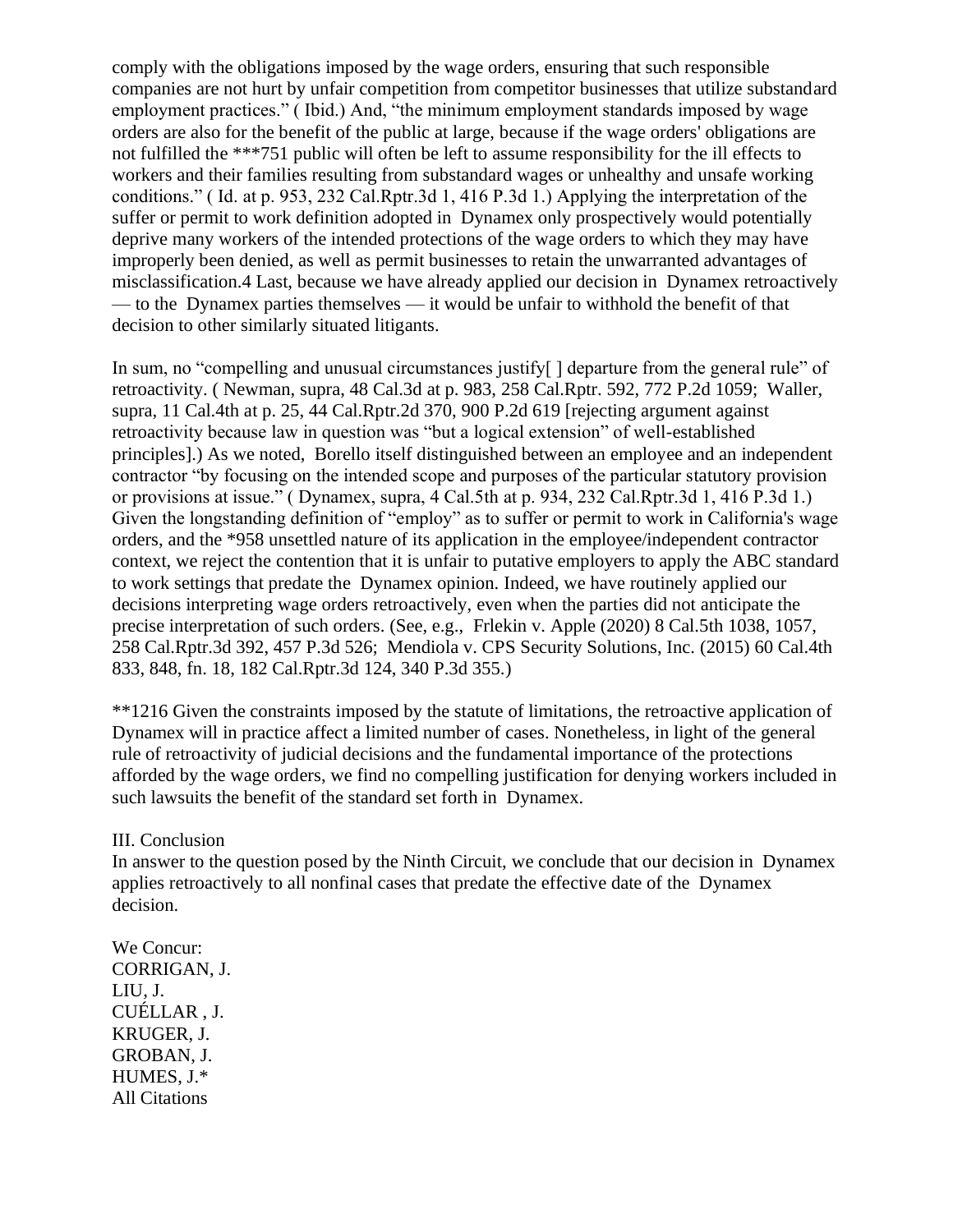comply with the obligations imposed by the wage orders, ensuring that such responsible companies are not hurt by unfair competition from competitor businesses that utilize substandard employment practices." ( Ibid.) And, "the minimum employment standards imposed by wage orders are also for the benefit of the public at large, because if the wage orders' obligations are not fulfilled the ***751 public will often be left to assume responsibility for the ill effects to workers and their families resulting from substandard wages or unhealthy and unsafe working conditions." ( Id. at p. 953, 232 Cal.Rptr.3d 1, 416 P.3d 1.) Applying the interpretation of the suffer or permit to work definition adopted in Dynamex only prospectively would potentially deprive many workers of the intended protections of the wage orders to which they may have improperly been denied, as well as permit businesses to retain the unwarranted advantages of misclassification.4 Last, because we have already applied our decision in Dynamex retroactively — to the Dynamex parties themselves — it would be unfair to withhold the benefit of that decision to other similarly situated litigants.

In sum, no "compelling and unusual circumstances justify[ ] departure from the general rule" of retroactivity. ( Newman, supra, 48 Cal.3d at p. 983, 258 Cal.Rptr. 592, 772 P.2d 1059; Waller, supra, 11 Cal.4th at p. 25, 44 Cal.Rptr.2d 370, 900 P.2d 619 [rejecting argument against retroactivity because law in question was "but a logical extension" of well-established principles].) As we noted, Borello itself distinguished between an employee and an independent contractor "by focusing on the intended scope and purposes of the particular statutory provision or provisions at issue." ( Dynamex, supra, 4 Cal.5th at p. 934, 232 Cal.Rptr.3d 1, 416 P.3d 1.) Given the longstanding definition of "employ" as to suffer or permit to work in California's wage orders, and the *958 unsettled nature of its application in the employee/independent contractor context, we reject the contention that it is unfair to putative employers to apply the ABC standard to work settings that predate the Dynamex opinion. Indeed, we have routinely applied our decisions interpreting wage orders retroactively, even when the parties did not anticipate the precise interpretation of such orders. (See, e.g., Frlekin v. Apple (2020) 8 Cal.5th 1038, 1057, 258 Cal.Rptr.3d 392, 457 P.3d 526; Mendiola v. CPS Security Solutions, Inc. (2015) 60 Cal.4th 833, 848, fn. 18, 182 Cal.Rptr.3d 124, 340 P.3d 355.)

**1216 Given the constraints imposed by the statute of limitations, the retroactive application of Dynamex will in practice affect a limited number of cases. Nonetheless, in light of the general rule of retroactivity of judicial decisions and the fundamental importance of the protections afforded by the wage orders, we find no compelling justification for denying workers included in such lawsuits the benefit of the standard set forth in Dynamex.

III. Conclusion

In answer to the question posed by the Ninth Circuit, we conclude that our decision in Dynamex applies retroactively to all nonfinal cases that predate the effective date of the Dynamex decision.

We Concur:
CORRIGAN, J.
LIU, J.
CUÉLLAR , J.
KRUGER, J.
GROBAN, J.
HUMES, J.*
All Citations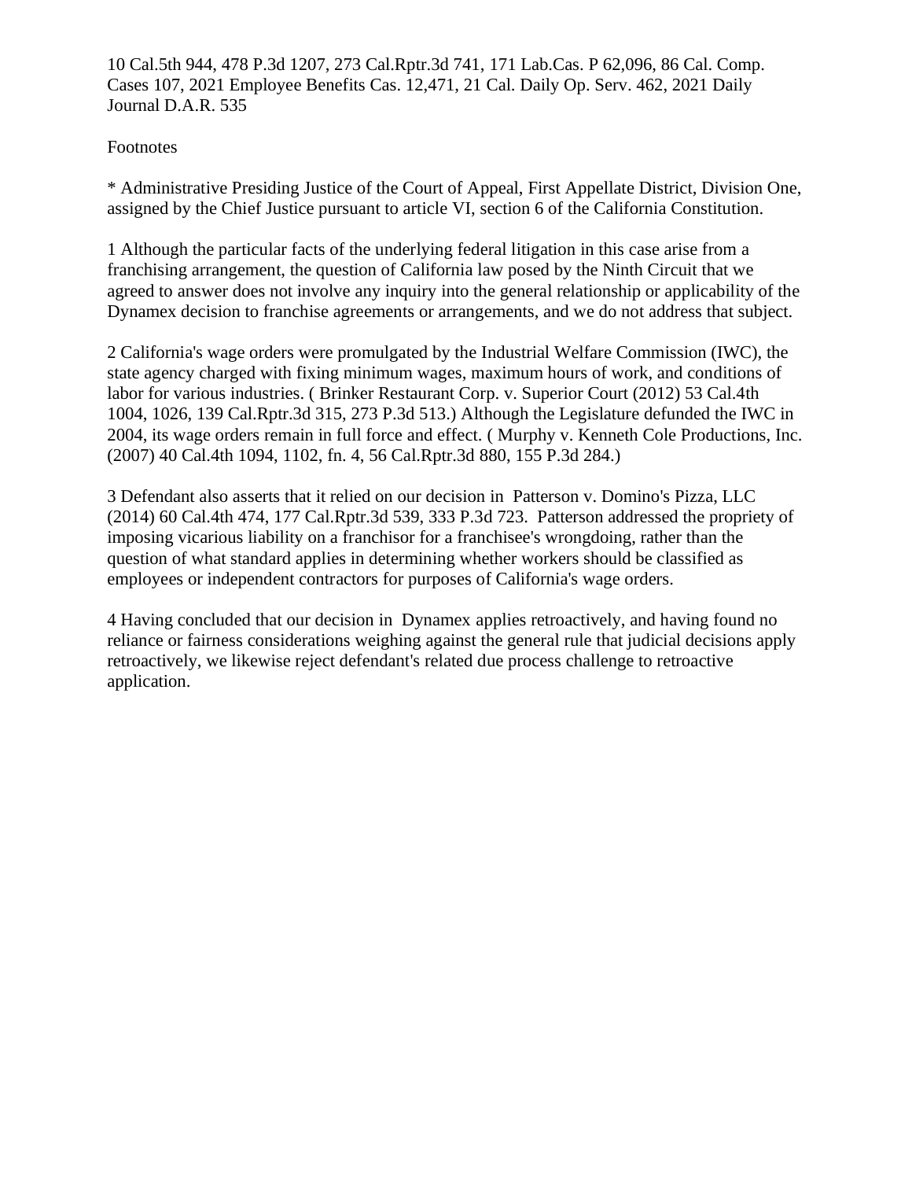10 Cal.5th 944, 478 P.3d 1207, 273 Cal.Rptr.3d 741, 171 Lab.Cas. P 62,096, 86 Cal. Comp. Cases 107, 2021 Employee Benefits Cas. 12,471, 21 Cal. Daily Op. Serv. 462, 2021 Daily Journal D.A.R. 535

Footnotes

* Administrative Presiding Justice of the Court of Appeal, First Appellate District, Division One, assigned by the Chief Justice pursuant to article VI, section 6 of the California Constitution.

1 Although the particular facts of the underlying federal litigation in this case arise from a franchising arrangement, the question of California law posed by the Ninth Circuit that we agreed to answer does not involve any inquiry into the general relationship or applicability of the Dynamex decision to franchise agreements or arrangements, and we do not address that subject.

2 California's wage orders were promulgated by the Industrial Welfare Commission (IWC), the state agency charged with fixing minimum wages, maximum hours of work, and conditions of labor for various industries. ( Brinker Restaurant Corp. v. Superior Court (2012) 53 Cal.4th 1004, 1026, 139 Cal.Rptr.3d 315, 273 P.3d 513.) Although the Legislature defunded the IWC in 2004, its wage orders remain in full force and effect. ( Murphy v. Kenneth Cole Productions, Inc. (2007) 40 Cal.4th 1094, 1102, fn. 4, 56 Cal.Rptr.3d 880, 155 P.3d 284.)

3 Defendant also asserts that it relied on our decision in Patterson v. Domino's Pizza, LLC (2014) 60 Cal.4th 474, 177 Cal.Rptr.3d 539, 333 P.3d 723. Patterson addressed the propriety of imposing vicarious liability on a franchisor for a franchisee's wrongdoing, rather than the question of what standard applies in determining whether workers should be classified as employees or independent contractors for purposes of California's wage orders.

4 Having concluded that our decision in Dynamex applies retroactively, and having found no reliance or fairness considerations weighing against the general rule that judicial decisions apply retroactively, we likewise reject defendant's related due process challenge to retroactive application.